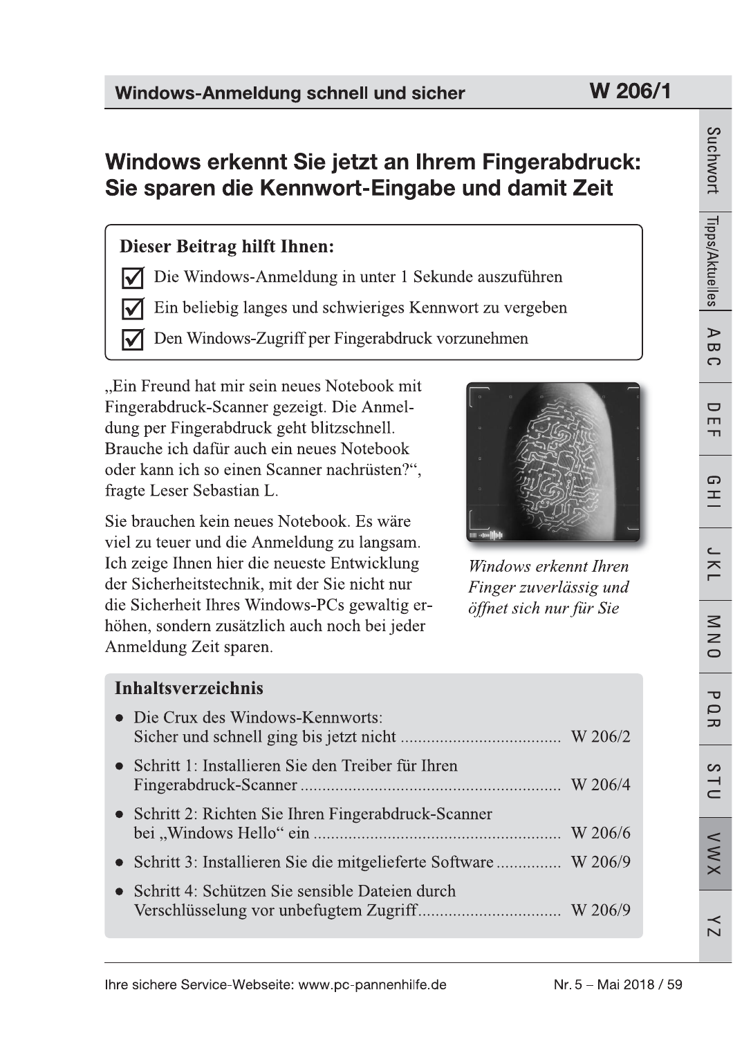# Windows erkennt Sie jetzt an Ihrem Fingerabdruck: Sie sparen die Kennwort-Eingabe und damit Zeit

**Dieser Beitrag hilft Ihnen:**

- ☑ Die Windows-Anmeldung in unter 1 Sekunde auszuführen
- ☑ Ein beliebig langes und schwieriges Kennwort zu vergeben
- ☑ Den Windows-Zugriff per Fingerabdruck vorzunehmen

„Ein Freund hat mir sein neues Notebook mit Fingerabdruck-Scanner gezeigt. Die Anmeldung per Fingerabdruck geht blitzschnell. Brauche ich dafür auch ein neues Notebook oder kann ich so einen Scanner nachrüsten?“, fragte Leser Sebastian L.

Sie brauchen kein neues Notebook. Es wäre viel zu teuer und die Anmeldung zu langsam. Ich zeige Ihnen hier die neueste Entwicklung der Sicherheitstechnik, mit der Sie nicht nur die Sicherheit Ihres Windows-PCs gewaltig erhöhen, sondern zusätzlich auch noch bei jeder Anmeldung Zeit sparen.

*Windows erkennt Ihren Finger zuverlässig und öffnet sich nur für Sie*

## Inhaltsverzeichnis

- Die Crux des Windows-Kennworts: Sicher und schnell ging bis jetzt nicht .................................... W 206/2
- Schritt 1: Installieren Sie den Treiber für Ihren Fingerabdruck-Scanner .......................................................... W 206/4
- Schritt 2: Richten Sie Ihren Fingerabdruck-Scanner bei „Windows Hello“ ein ....................................................... W 206/6
- Schritt 3: Installieren Sie die mitgelieferte Software .............. W 206/9
- Schritt 4: Schützen Sie sensible Dateien durch Verschlüsselung vor unbefugtem Zugriff ................................ W 206/9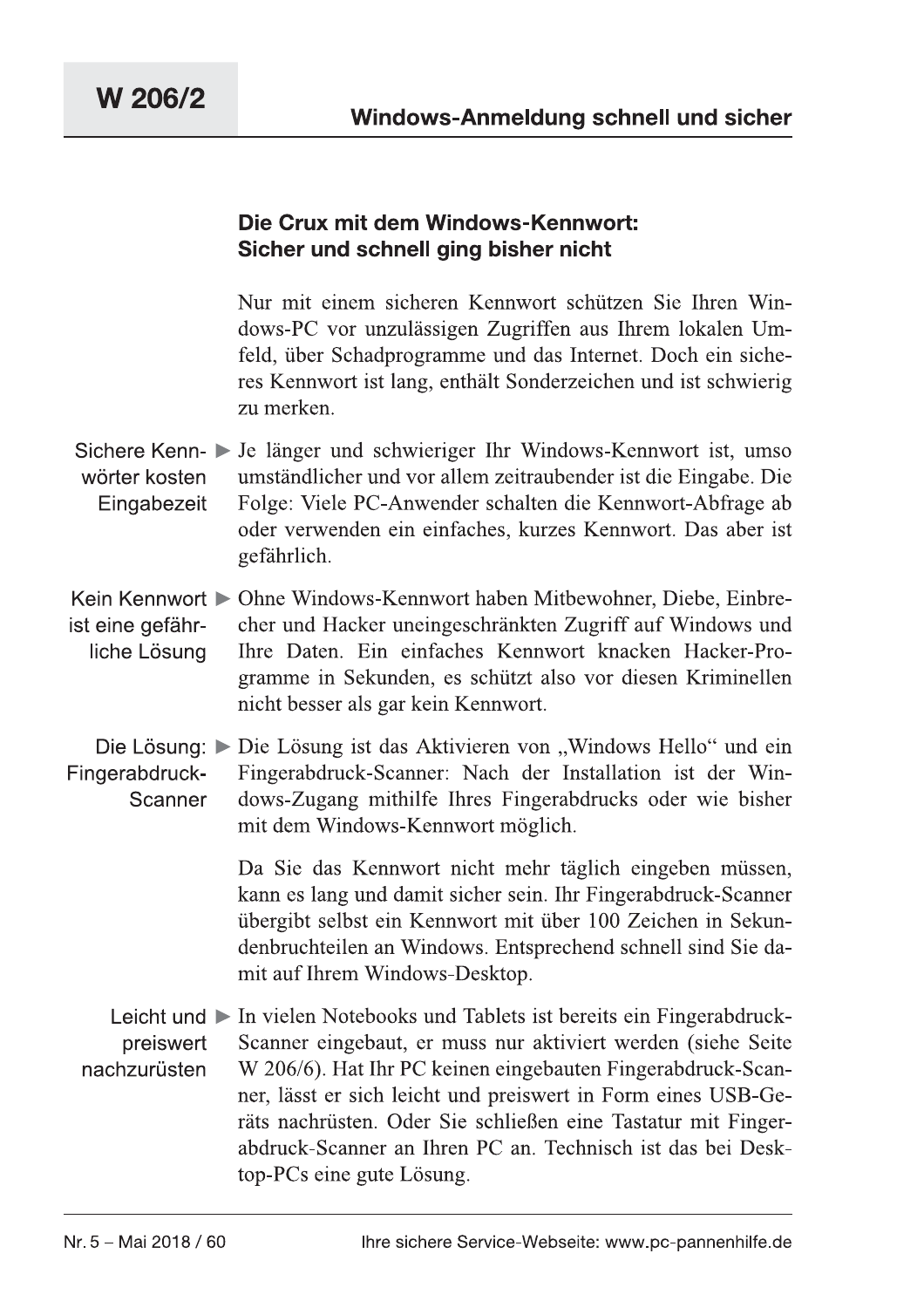## Die Crux mit dem Windows-Kennwort: Sicher und schnell ging bisher nicht

Nur mit einem sicheren Kennwort schützen Sie Ihren Windows-PC vor unzulässigen Zugriffen aus Ihrem lokalen Umfeld, über Schadprogramme und das Internet. Doch ein sicheres Kennwort ist lang, enthält Sonderzeichen und ist schwierig zu merken.

**Sichere Kennwörter kosten Eingabezeit** ► Je länger und schwieriger Ihr Windows-Kennwort ist, umso umständlicher und vor allem zeitraubender ist die Eingabe. Die Folge: Viele PC-Anwender schalten die Kennwort-Abfrage ab oder verwenden ein einfaches, kurzes Kennwort. Das aber ist gefährlich.

**Kein Kennwort ist eine gefährliche Lösung** ► Ohne Windows-Kennwort haben Mitbewohner, Diebe, Einbrecher und Hacker uneingeschränkten Zugriff auf Windows und Ihre Daten. Ein einfaches Kennwort knacken Hacker-Programme in Sekunden, es schützt also vor diesen Kriminellen nicht besser als gar kein Kennwort.

**Die Lösung: Fingerabdruck-Scanner** ► Die Lösung ist das Aktivieren von „Windows Hello" und ein Fingerabdruck-Scanner: Nach der Installation ist der Windows-Zugang mithilfe Ihres Fingerabdrucks oder wie bisher mit dem Windows-Kennwort möglich.

Da Sie das Kennwort nicht mehr täglich eingeben müssen, kann es lang und damit sicher sein. Ihr Fingerabdruck-Scanner übergibt selbst ein Kennwort mit über 100 Zeichen in Sekundenbruchteilen an Windows. Entsprechend schnell sind Sie damit auf Ihrem Windows-Desktop.

**Leicht und preiswert nachzurüsten** ► In vielen Notebooks und Tablets ist bereits ein Fingerabdruck-Scanner eingebaut, er muss nur aktiviert werden (siehe Seite W 206/6). Hat Ihr PC keinen eingebauten Fingerabdruck-Scanner, lässt er sich leicht und preiswert in Form eines USB-Geräts nachrüsten. Oder Sie schließen eine Tastatur mit Fingerabdruck-Scanner an Ihren PC an. Technisch ist das bei Desktop-PCs eine gute Lösung.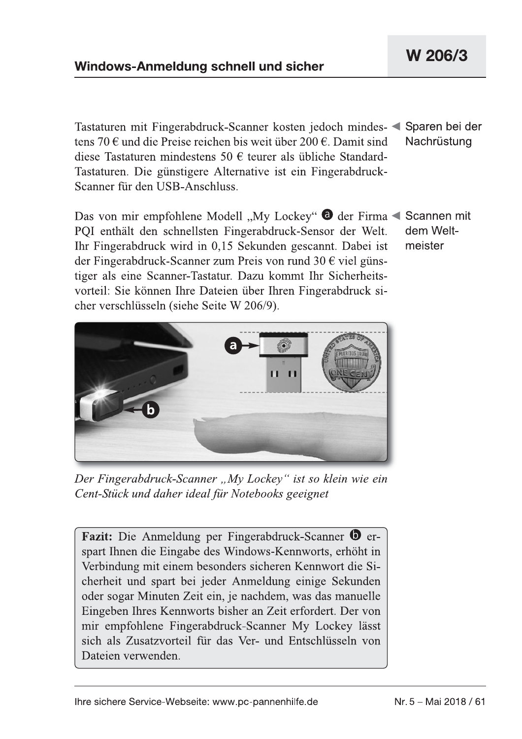Tastaturen mit Fingerabdruck-Scanner kosten jedoch mindestens 70 € und die Preise reichen bis weit über 200 €. Damit sind diese Tastaturen mindestens 50 € teurer als übliche Standard-Tastaturen. Die günstigere Alternative ist ein Fingerabdruck-Scanner für den USB-Anschluss.

◄ Sparen bei der Nachrüstung

Das von mir empfohlene Modell „My Lockey" ⓐ der Firma PQI enthält den schnellsten Fingerabdruck-Sensor der Welt. Ihr Fingerabdruck wird in 0,15 Sekunden gescannt. Dabei ist der Fingerabdruck-Scanner zum Preis von rund 30 € viel günstiger als eine Scanner-Tastatur. Dazu kommt Ihr Sicherheitsvorteil: Sie können Ihre Dateien über Ihren Fingerabdruck sicher verschlüsseln (siehe Seite W 206/9).

◄ Scannen mit dem Weltmeister

*Der Fingerabdruck-Scanner „My Lockey" ist so klein wie ein Cent-Stück und daher ideal für Notebooks geeignet*

**Fazit:** Die Anmeldung per Fingerabdruck-Scanner ⓑ erspart Ihnen die Eingabe des Windows-Kennworts, erhöht in Verbindung mit einem besonders sicheren Kennwort die Sicherheit und spart bei jeder Anmeldung einige Sekunden oder sogar Minuten Zeit ein, je nachdem, was das manuelle Eingeben Ihres Kennworts bisher an Zeit erfordert. Der von mir empfohlene Fingerabdruck-Scanner My Lockey lässt sich als Zusatzvorteil für das Ver- und Entschlüsseln von Dateien verwenden.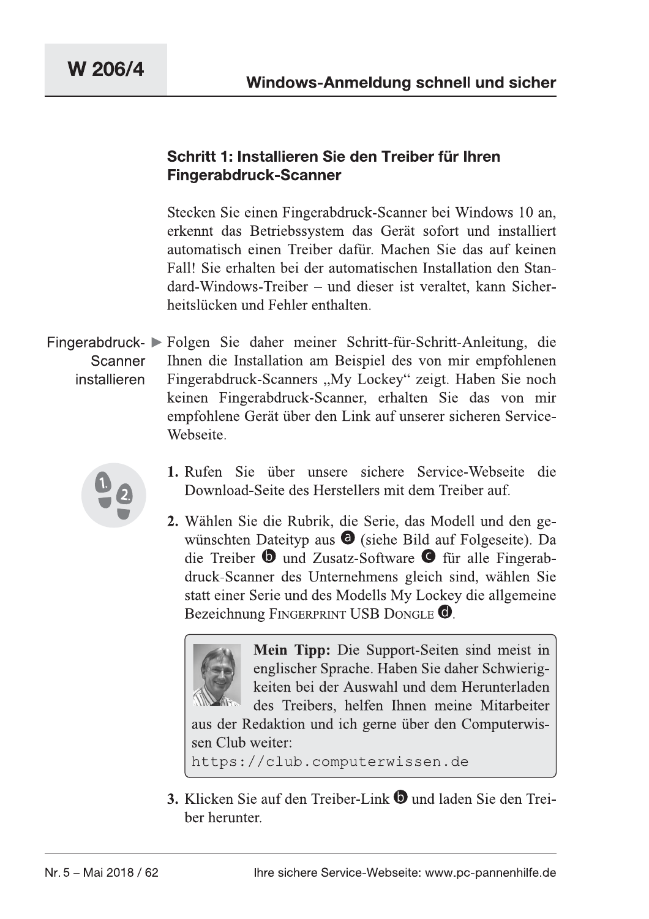### Schritt 1: Installieren Sie den Treiber für Ihren Fingerabdruck-Scanner

Stecken Sie einen Fingerabdruck-Scanner bei Windows 10 an, erkennt das Betriebssystem das Gerät sofort und installiert automatisch einen Treiber dafür. Machen Sie das auf keinen Fall! Sie erhalten bei der automatischen Installation den Standard-Windows-Treiber – und dieser ist veraltet, kann Sicherheitslücken und Fehler enthalten.

Fingerabdruck-Scanner installieren ► Folgen Sie daher meiner Schritt-für-Schritt-Anleitung, die Ihnen die Installation am Beispiel des von mir empfohlenen Fingerabdruck-Scanners „My Lockey" zeigt. Haben Sie noch keinen Fingerabdruck-Scanner, erhalten Sie das von mir empfohlene Gerät über den Link auf unserer sicheren Service-Webseite.

1. Rufen Sie über unsere sichere Service-Webseite die Download-Seite des Herstellers mit dem Treiber auf.
2. Wählen Sie die Rubrik, die Serie, das Modell und den gewünschten Dateityp aus ⓐ (siehe Bild auf Folgeseite). Da die Treiber ⓑ und Zusatz-Software ⓒ für alle Fingerabdruck-Scanner des Unternehmens gleich sind, wählen Sie statt einer Serie und des Modells My Lockey die allgemeine Bezeichnung FINGERPRINT USB DONGLE ⓓ.

> **Mein Tipp:** Die Support-Seiten sind meist in englischer Sprache. Haben Sie daher Schwierigkeiten bei der Auswahl und dem Herunterladen des Treibers, helfen Ihnen meine Mitarbeiter aus der Redaktion und ich gerne über den Computerwissen Club weiter:
> `https://club.computerwissen.de`

3. Klicken Sie auf den Treiber-Link ⓑ und laden Sie den Treiber herunter.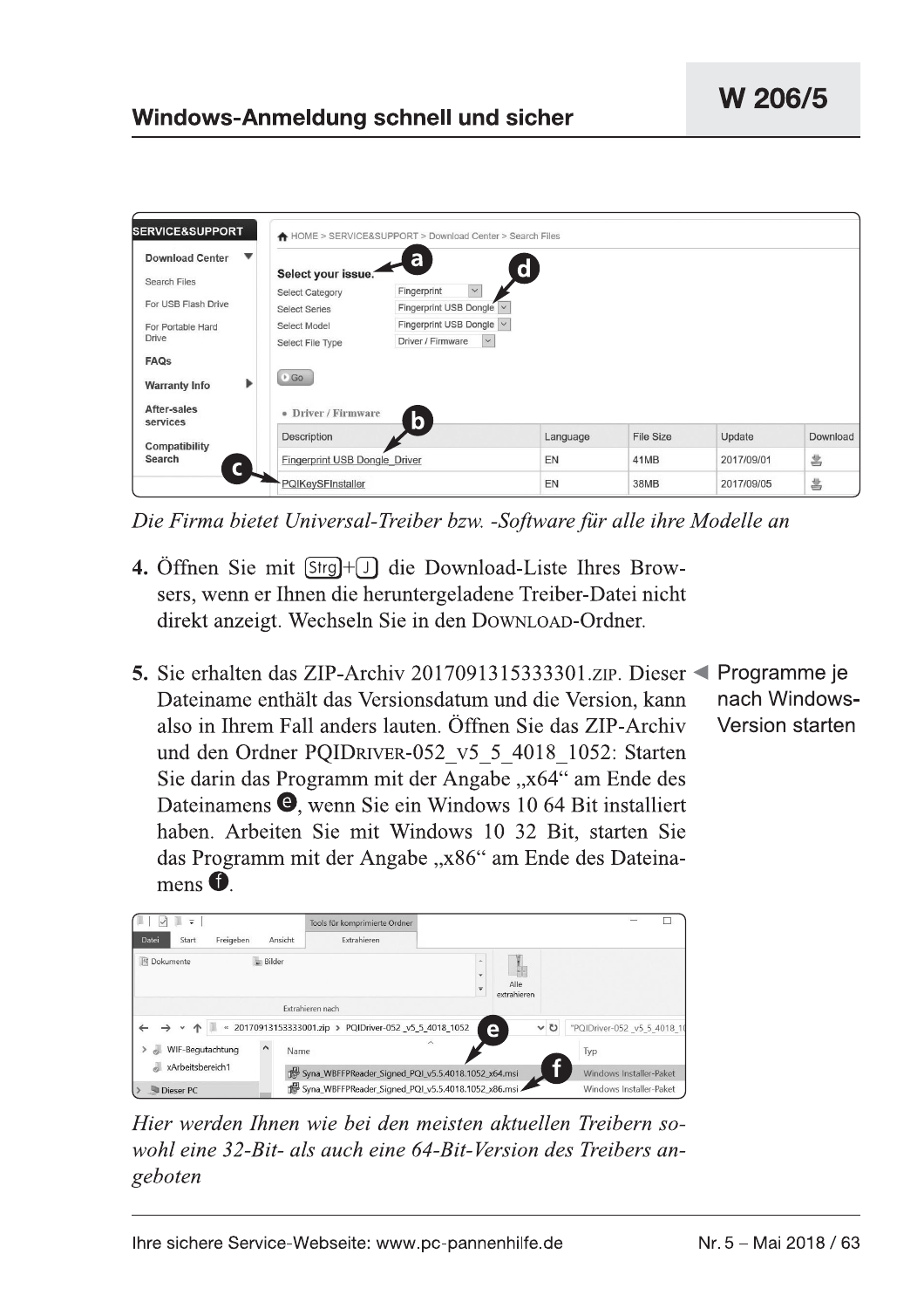*Die Firma bietet Universal-Treiber bzw. -Software für alle ihre Modelle an*

4. Öffnen Sie mit [Strg]+[J] die Download-Liste Ihres Browsers, wenn er Ihnen die heruntergeladene Treiber-Datei nicht direkt anzeigt. Wechseln Sie in den DOWNLOAD-Ordner.

5. Sie erhalten das ZIP-Archiv 2017091315333301.ZIP. Dieser Dateiname enthält das Versionsdatum und die Version, kann also in Ihrem Fall anders lauten. Öffnen Sie das ZIP-Archiv und den Ordner PQIDRIVER-052_V5_5_4018_1052: Starten Sie darin das Programm mit der Angabe „x64" am Ende des Dateinamens ⓔ, wenn Sie ein Windows 10 64 Bit installiert haben. Arbeiten Sie mit Windows 10 32 Bit, starten Sie das Programm mit der Angabe „x86" am Ende des Dateinamens ⓕ.

◄ Programme je nach Windows-Version starten

*Hier werden Ihnen wie bei den meisten aktuellen Treibern sowohl eine 32-Bit- als auch eine 64-Bit-Version des Treibers angeboten*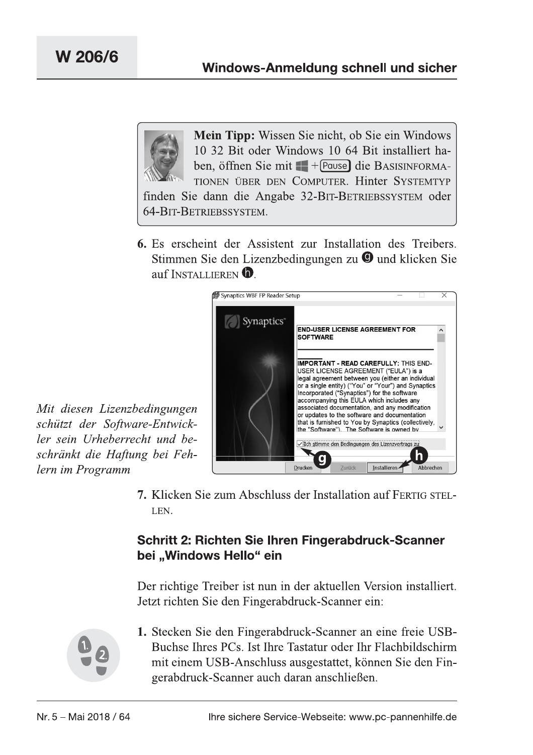> **Mein Tipp:** Wissen Sie nicht, ob Sie ein Windows 10 32 Bit oder Windows 10 64 Bit installiert haben, öffnen Sie mit ⊞ + Pause die BASISINFORMATIONEN ÜBER DEN COMPUTER. Hinter SYSTEMTYP finden Sie dann die Angabe 32-BIT-BETRIEBSSYSTEM oder 64-BIT-BETRIEBSSYSTEM.

6. Es erscheint der Assistent zur Installation des Treibers. Stimmen Sie den Lizenzbedingungen zu (g) und klicken Sie auf INSTALLIEREN (h).

*Mit diesen Lizenzbedingungen schützt der Software-Entwickler sein Urheberrecht und beschränkt die Haftung bei Fehlern im Programm*

7. Klicken Sie zum Abschluss der Installation auf FERTIG STELLEN.

## Schritt 2: Richten Sie Ihren Fingerabdruck-Scanner bei „Windows Hello" ein

Der richtige Treiber ist nun in der aktuellen Version installiert. Jetzt richten Sie den Fingerabdruck-Scanner ein:

1. Stecken Sie den Fingerabdruck-Scanner an eine freie USB-Buchse Ihres PCs. Ist Ihre Tastatur oder Ihr Flachbildschirm mit einem USB-Anschluss ausgestattet, können Sie den Fingerabdruck-Scanner auch daran anschließen.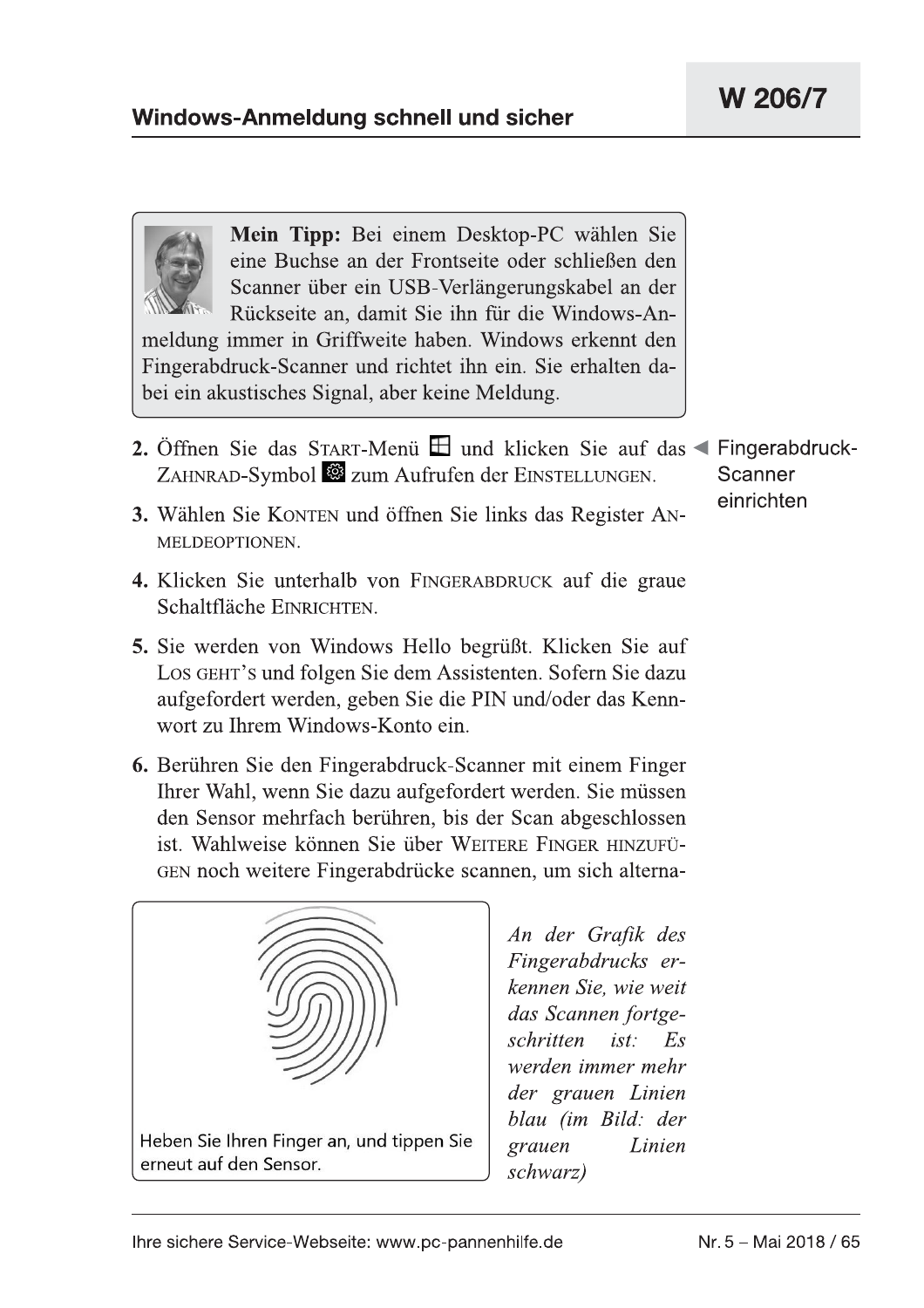> **Mein Tipp:** Bei einem Desktop-PC wählen Sie eine Buchse an der Frontseite oder schließen den Scanner über ein USB-Verlängerungskabel an der Rückseite an, damit Sie ihn für die Windows-Anmeldung immer in Griffweite haben. Windows erkennt den Fingerabdruck-Scanner und richtet ihn ein. Sie erhalten dabei ein akustisches Signal, aber keine Meldung.

◄ Fingerabdruck-Scanner einrichten

2. Öffnen Sie das START-Menü und klicken Sie auf das ZAHNRAD-Symbol zum Aufrufen der EINSTELLUNGEN.
3. Wählen Sie KONTEN und öffnen Sie links das Register ANMELDEOPTIONEN.
4. Klicken Sie unterhalb von FINGERABDRUCK auf die graue Schaltfläche EINRICHTEN.
5. Sie werden von Windows Hello begrüßt. Klicken Sie auf LOS GEHT'S und folgen Sie dem Assistenten. Sofern Sie dazu aufgefordert werden, geben Sie die PIN und/oder das Kennwort zu Ihrem Windows-Konto ein.
6. Berühren Sie den Fingerabdruck-Scanner mit einem Finger Ihrer Wahl, wenn Sie dazu aufgefordert werden. Sie müssen den Sensor mehrfach berühren, bis der Scan abgeschlossen ist. Wahlweise können Sie über WEITERE FINGER HINZUFÜGEN noch weitere Fingerabdrücke scannen, um sich alterna-

Heben Sie Ihren Finger an, und tippen Sie erneut auf den Sensor.

*An der Grafik des Fingerabdrucks erkennen Sie, wie weit das Scannen fortgeschritten ist: Es werden immer mehr der grauen Linien blau (im Bild: der grauen Linien schwarz)*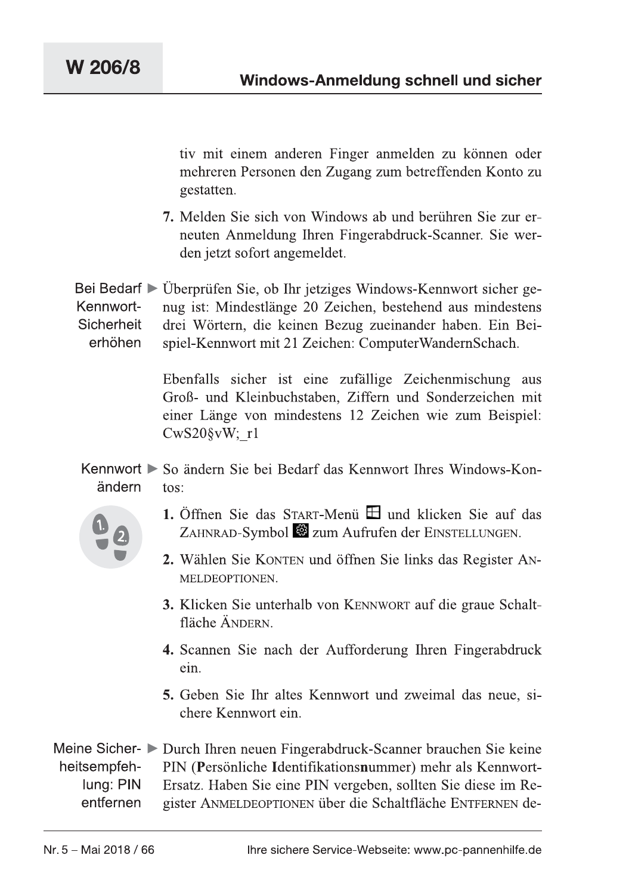tiv mit einem anderen Finger anmelden zu können oder mehreren Personen den Zugang zum betreffenden Konto zu gestatten.

7. Melden Sie sich von Windows ab und berühren Sie zur erneuten Anmeldung Ihren Fingerabdruck-Scanner. Sie werden jetzt sofort angemeldet.

**Bei Bedarf Kennwort-Sicherheit erhöhen** ► Überprüfen Sie, ob Ihr jetziges Windows-Kennwort sicher genug ist: Mindestlänge 20 Zeichen, bestehend aus mindestens drei Wörtern, die keinen Bezug zueinander haben. Ein Beispiel-Kennwort mit 21 Zeichen: ComputerWandernSchach.

Ebenfalls sicher ist eine zufällige Zeichenmischung aus Groß- und Kleinbuchstaben, Ziffern und Sonderzeichen mit einer Länge von mindestens 12 Zeichen wie zum Beispiel: CwS20§vW;_r1

**Kennwort ändern** ► So ändern Sie bei Bedarf das Kennwort Ihres Windows-Kontos:

1. Öffnen Sie das START-Menü und klicken Sie auf das ZAHNRAD-Symbol zum Aufrufen der EINSTELLUNGEN.
2. Wählen Sie KONTEN und öffnen Sie links das Register ANMELDEOPTIONEN.
3. Klicken Sie unterhalb von KENNWORT auf die graue Schaltfläche ÄNDERN.
4. Scannen Sie nach der Aufforderung Ihren Fingerabdruck ein.
5. Geben Sie Ihr altes Kennwort und zweimal das neue, sichere Kennwort ein.

**Meine Sicherheitsempfehlung: PIN entfernen** ► Durch Ihren neuen Fingerabdruck-Scanner brauchen Sie keine PIN (**P**ersönliche **I**dentifikations**n**ummer) mehr als Kennwort-Ersatz. Haben Sie eine PIN vergeben, sollten Sie diese im Register ANMELDEOPTIONEN über die Schaltfläche ENTFERNEN de-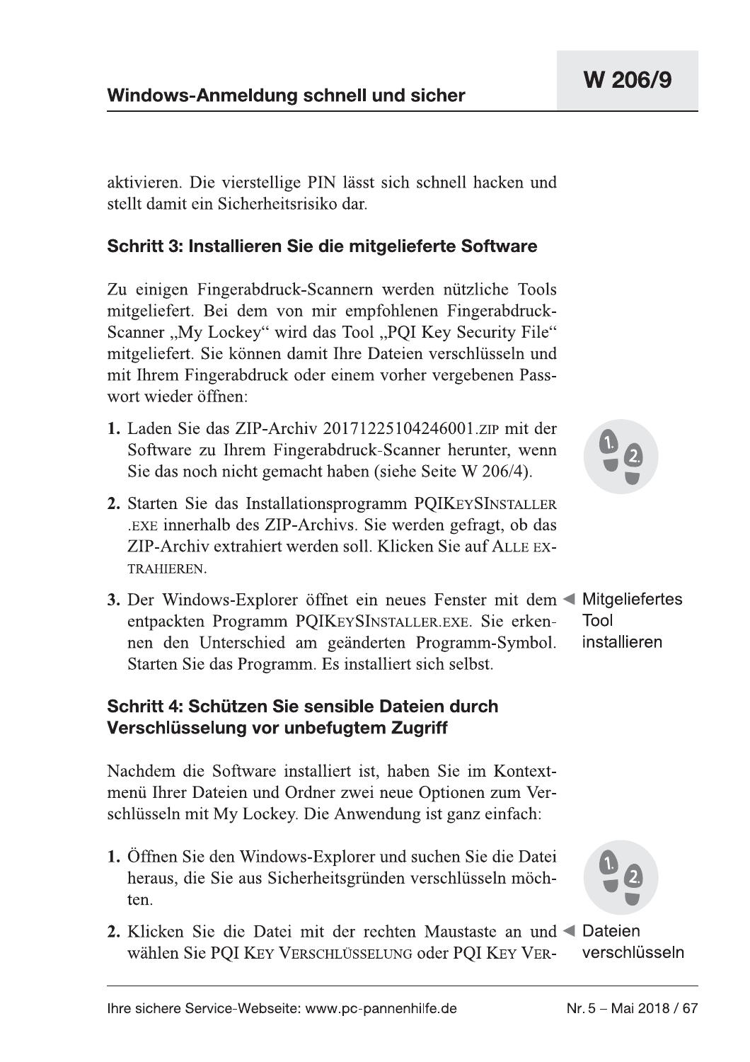aktivieren. Die vierstellige PIN lässt sich schnell hacken und stellt damit ein Sicherheitsrisiko dar.

### Schritt 3: Installieren Sie die mitgelieferte Software

Zu einigen Fingerabdruck-Scannern werden nützliche Tools mitgeliefert. Bei dem von mir empfohlenen Fingerabdruck-Scanner „My Lockey" wird das Tool „PQI Key Security File" mitgeliefert. Sie können damit Ihre Dateien verschlüsseln und mit Ihrem Fingerabdruck oder einem vorher vergebenen Passwort wieder öffnen:

1. Laden Sie das ZIP-Archiv 20171225104246001.ZIP mit der Software zu Ihrem Fingerabdruck-Scanner herunter, wenn Sie das noch nicht gemacht haben (siehe Seite W 206/4).
2. Starten Sie das Installationsprogramm PQIKEYSINSTALLER.EXE innerhalb des ZIP-Archivs. Sie werden gefragt, ob das ZIP-Archiv extrahiert werden soll. Klicken Sie auf ALLE EXTRAHIEREN.
3. Der Windows-Explorer öffnet ein neues Fenster mit dem entpackten Programm PQIKEYSINSTALLER.EXE. Sie erkennen den Unterschied am geänderten Programm-Symbol. Starten Sie das Programm. Es installiert sich selbst.

◄ Mitgeliefertes Tool installieren

### Schritt 4: Schützen Sie sensible Dateien durch Verschlüsselung vor unbefugtem Zugriff

Nachdem die Software installiert ist, haben Sie im Kontextmenü Ihrer Dateien und Ordner zwei neue Optionen zum Verschlüsseln mit My Lockey. Die Anwendung ist ganz einfach:

1. Öffnen Sie den Windows-Explorer und suchen Sie die Datei heraus, die Sie aus Sicherheitsgründen verschlüsseln möchten.
2. Klicken Sie die Datei mit der rechten Maustaste an und wählen Sie PQI KEY VERSCHLÜSSELUNG oder PQI KEY VER-

◄ Dateien verschlüsseln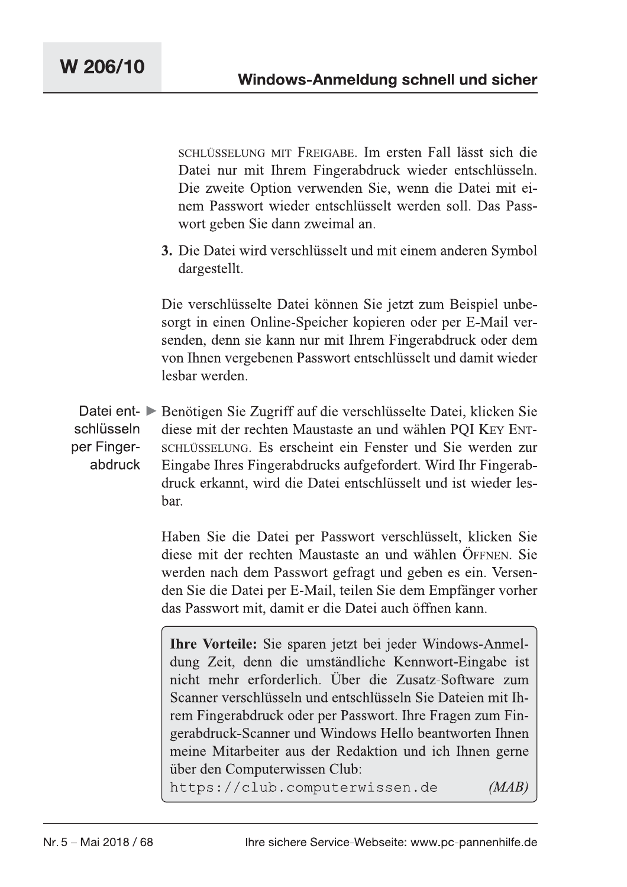SCHLÜSSELUNG MIT FREIGABE. Im ersten Fall lässt sich die Datei nur mit Ihrem Fingerabdruck wieder entschlüsseln. Die zweite Option verwenden Sie, wenn die Datei mit einem Passwort wieder entschlüsselt werden soll. Das Passwort geben Sie dann zweimal an.

3. Die Datei wird verschlüsselt und mit einem anderen Symbol dargestellt.

Die verschlüsselte Datei können Sie jetzt zum Beispiel unbesorgt in einen Online-Speicher kopieren oder per E-Mail versenden, denn sie kann nur mit Ihrem Fingerabdruck oder dem von Ihnen vergebenen Passwort entschlüsselt und damit wieder lesbar werden.

Datei entschlüsseln per Fingerabdruck

► Benötigen Sie Zugriff auf die verschlüsselte Datei, klicken Sie diese mit der rechten Maustaste an und wählen PQI KEY ENTSCHLÜSSELUNG. Es erscheint ein Fenster und Sie werden zur Eingabe Ihres Fingerabdrucks aufgefordert. Wird Ihr Fingerabdruck erkannt, wird die Datei entschlüsselt und ist wieder lesbar.

Haben Sie die Datei per Passwort verschlüsselt, klicken Sie diese mit der rechten Maustaste an und wählen ÖFFNEN. Sie werden nach dem Passwort gefragt und geben es ein. Versenden Sie die Datei per E-Mail, teilen Sie dem Empfänger vorher das Passwort mit, damit er die Datei auch öffnen kann.

**Ihre Vorteile:** Sie sparen jetzt bei jeder Windows-Anmeldung Zeit, denn die umständliche Kennwort-Eingabe ist nicht mehr erforderlich. Über die Zusatz-Software zum Scanner verschlüsseln und entschlüsseln Sie Dateien mit Ihrem Fingerabdruck oder per Passwort. Ihre Fragen zum Fingerabdruck-Scanner und Windows Hello beantworten Ihnen meine Mitarbeiter aus der Redaktion und ich Ihnen gerne über den Computerwissen Club:
`https://club.computerwissen.de` *(MAB)*